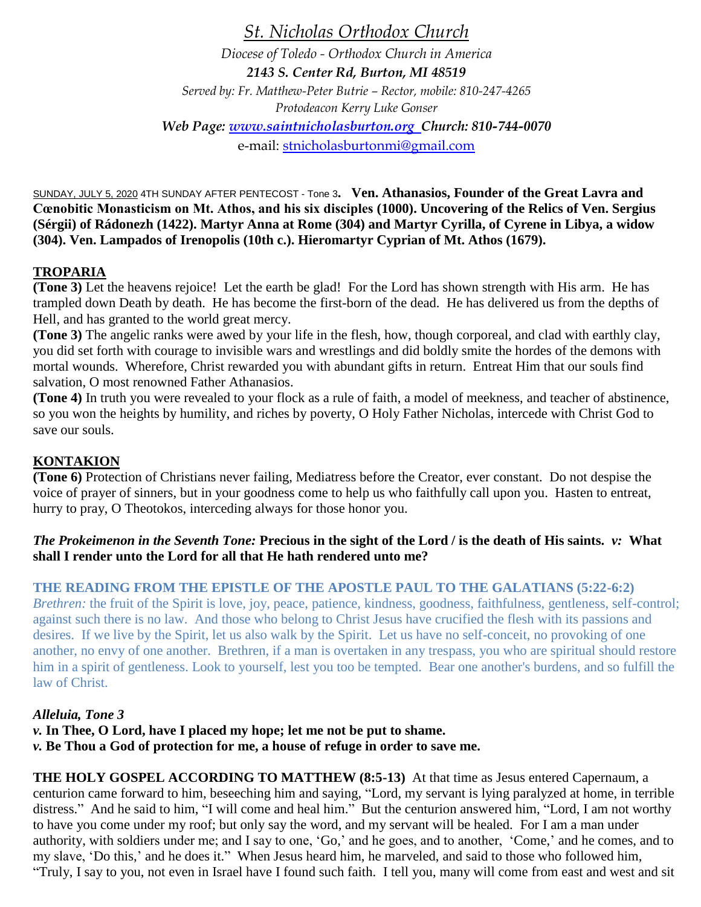# *St. Nicholas Orthodox Church*

*Diocese of Toledo - Orthodox Church in America*

***2143 S. Center Rd, Burton, MI 48519***

*Served by: Fr. Matthew-Peter Butrie – Rector, mobile: 810-247-4265*

*Protodeacon Kerry Luke Gonser*

***Web Page: www.saintnicholasburton.org Church: 810-744-0070***

e-mail: stnicholasburtonmi@gmail.com

SUNDAY, JULY 5, 2020 4TH SUNDAY AFTER PENTECOST - Tone 3**. Ven. Athanasios, Founder of the Great Lavra and Cœnobitic Monasticism on Mt. Athos, and his six disciples (1000). Uncovering of the Relics of Ven. Sergius (Sérgii) of Rádonezh (1422). Martyr Anna at Rome (304) and Martyr Cyrilla, of Cyrene in Libya, a widow (304). Ven. Lampados of Irenopolis (10th c.). Hieromartyr Cyprian of Mt. Athos (1679).**

## TROPARIA

**(Tone 3)** Let the heavens rejoice! Let the earth be glad! For the Lord has shown strength with His arm. He has trampled down Death by death. He has become the first-born of the dead. He has delivered us from the depths of Hell, and has granted to the world great mercy.

**(Tone 3)** The angelic ranks were awed by your life in the flesh, how, though corporeal, and clad with earthly clay, you did set forth with courage to invisible wars and wrestlings and did boldly smite the hordes of the demons with mortal wounds. Wherefore, Christ rewarded you with abundant gifts in return. Entreat Him that our souls find salvation, O most renowned Father Athanasios.

**(Tone 4)** In truth you were revealed to your flock as a rule of faith, a model of meekness, and teacher of abstinence, so you won the heights by humility, and riches by poverty, O Holy Father Nicholas, intercede with Christ God to save our souls.

## KONTAKION

**(Tone 6)** Protection of Christians never failing, Mediatress before the Creator, ever constant. Do not despise the voice of prayer of sinners, but in your goodness come to help us who faithfully call upon you. Hasten to entreat, hurry to pray, O Theotokos, interceding always for those honor you.

***The Prokeimenon in the Seventh Tone:*** **Precious in the sight of the Lord / is the death of His saints.** ***v:*** **What shall I render unto the Lord for all that He hath rendered unto me?**

**THE READING FROM THE EPISTLE OF THE APOSTLE PAUL TO THE GALATIANS (5:22-6:2)**

*Brethren:* the fruit of the Spirit is love, joy, peace, patience, kindness, goodness, faithfulness, gentleness, self-control; against such there is no law. And those who belong to Christ Jesus have crucified the flesh with its passions and desires. If we live by the Spirit, let us also walk by the Spirit. Let us have no self-conceit, no provoking of one another, no envy of one another. Brethren, if a man is overtaken in any trespass, you who are spiritual should restore him in a spirit of gentleness. Look to yourself, lest you too be tempted. Bear one another's burdens, and so fulfill the law of Christ.

***Alleluia, Tone 3***

***v.*** **In Thee, O Lord, have I placed my hope; let me not be put to shame.**

***v.*** **Be Thou a God of protection for me, a house of refuge in order to save me.**

**THE HOLY GOSPEL ACCORDING TO MATTHEW (8:5-13)** At that time as Jesus entered Capernaum, a centurion came forward to him, beseeching him and saying, "Lord, my servant is lying paralyzed at home, in terrible distress." And he said to him, "I will come and heal him." But the centurion answered him, "Lord, I am not worthy to have you come under my roof; but only say the word, and my servant will be healed. For I am a man under authority, with soldiers under me; and I say to one, 'Go,' and he goes, and to another, 'Come,' and he comes, and to my slave, 'Do this,' and he does it." When Jesus heard him, he marveled, and said to those who followed him, "Truly, I say to you, not even in Israel have I found such faith. I tell you, many will come from east and west and sit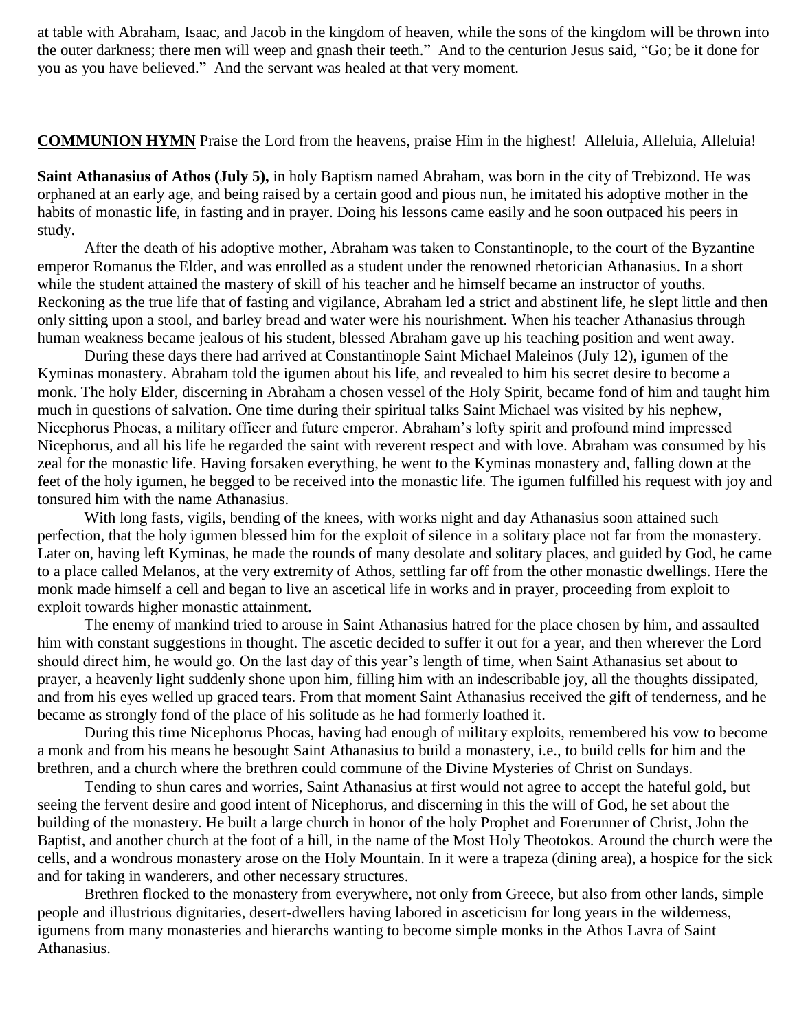at table with Abraham, Isaac, and Jacob in the kingdom of heaven, while the sons of the kingdom will be thrown into the outer darkness; there men will weep and gnash their teeth." And to the centurion Jesus said, "Go; be it done for you as you have believed." And the servant was healed at that very moment.

**COMMUNION HYMN** Praise the Lord from the heavens, praise Him in the highest! Alleluia, Alleluia, Alleluia!

**Saint Athanasius of Athos (July 5),** in holy Baptism named Abraham, was born in the city of Trebizond. He was orphaned at an early age, and being raised by a certain good and pious nun, he imitated his adoptive mother in the habits of monastic life, in fasting and in prayer. Doing his lessons came easily and he soon outpaced his peers in study.

After the death of his adoptive mother, Abraham was taken to Constantinople, to the court of the Byzantine emperor Romanus the Elder, and was enrolled as a student under the renowned rhetorician Athanasius. In a short while the student attained the mastery of skill of his teacher and he himself became an instructor of youths. Reckoning as the true life that of fasting and vigilance, Abraham led a strict and abstinent life, he slept little and then only sitting upon a stool, and barley bread and water were his nourishment. When his teacher Athanasius through human weakness became jealous of his student, blessed Abraham gave up his teaching position and went away.

During these days there had arrived at Constantinople Saint Michael Maleinos (July 12), igumen of the Kyminas monastery. Abraham told the igumen about his life, and revealed to him his secret desire to become a monk. The holy Elder, discerning in Abraham a chosen vessel of the Holy Spirit, became fond of him and taught him much in questions of salvation. One time during their spiritual talks Saint Michael was visited by his nephew, Nicephorus Phocas, a military officer and future emperor. Abraham's lofty spirit and profound mind impressed Nicephorus, and all his life he regarded the saint with reverent respect and with love. Abraham was consumed by his zeal for the monastic life. Having forsaken everything, he went to the Kyminas monastery and, falling down at the feet of the holy igumen, he begged to be received into the monastic life. The igumen fulfilled his request with joy and tonsured him with the name Athanasius.

With long fasts, vigils, bending of the knees, with works night and day Athanasius soon attained such perfection, that the holy igumen blessed him for the exploit of silence in a solitary place not far from the monastery. Later on, having left Kyminas, he made the rounds of many desolate and solitary places, and guided by God, he came to a place called Melanos, at the very extremity of Athos, settling far off from the other monastic dwellings. Here the monk made himself a cell and began to live an ascetical life in works and in prayer, proceeding from exploit to exploit towards higher monastic attainment.

The enemy of mankind tried to arouse in Saint Athanasius hatred for the place chosen by him, and assaulted him with constant suggestions in thought. The ascetic decided to suffer it out for a year, and then wherever the Lord should direct him, he would go. On the last day of this year's length of time, when Saint Athanasius set about to prayer, a heavenly light suddenly shone upon him, filling him with an indescribable joy, all the thoughts dissipated, and from his eyes welled up graced tears. From that moment Saint Athanasius received the gift of tenderness, and he became as strongly fond of the place of his solitude as he had formerly loathed it.

During this time Nicephorus Phocas, having had enough of military exploits, remembered his vow to become a monk and from his means he besought Saint Athanasius to build a monastery, i.e., to build cells for him and the brethren, and a church where the brethren could commune of the Divine Mysteries of Christ on Sundays.

Tending to shun cares and worries, Saint Athanasius at first would not agree to accept the hateful gold, but seeing the fervent desire and good intent of Nicephorus, and discerning in this the will of God, he set about the building of the monastery. He built a large church in honor of the holy Prophet and Forerunner of Christ, John the Baptist, and another church at the foot of a hill, in the name of the Most Holy Theotokos. Around the church were the cells, and a wondrous monastery arose on the Holy Mountain. In it were a trapeza (dining area), a hospice for the sick and for taking in wanderers, and other necessary structures.

Brethren flocked to the monastery from everywhere, not only from Greece, but also from other lands, simple people and illustrious dignitaries, desert-dwellers having labored in asceticism for long years in the wilderness, igumens from many monasteries and hierarchs wanting to become simple monks in the Athos Lavra of Saint Athanasius.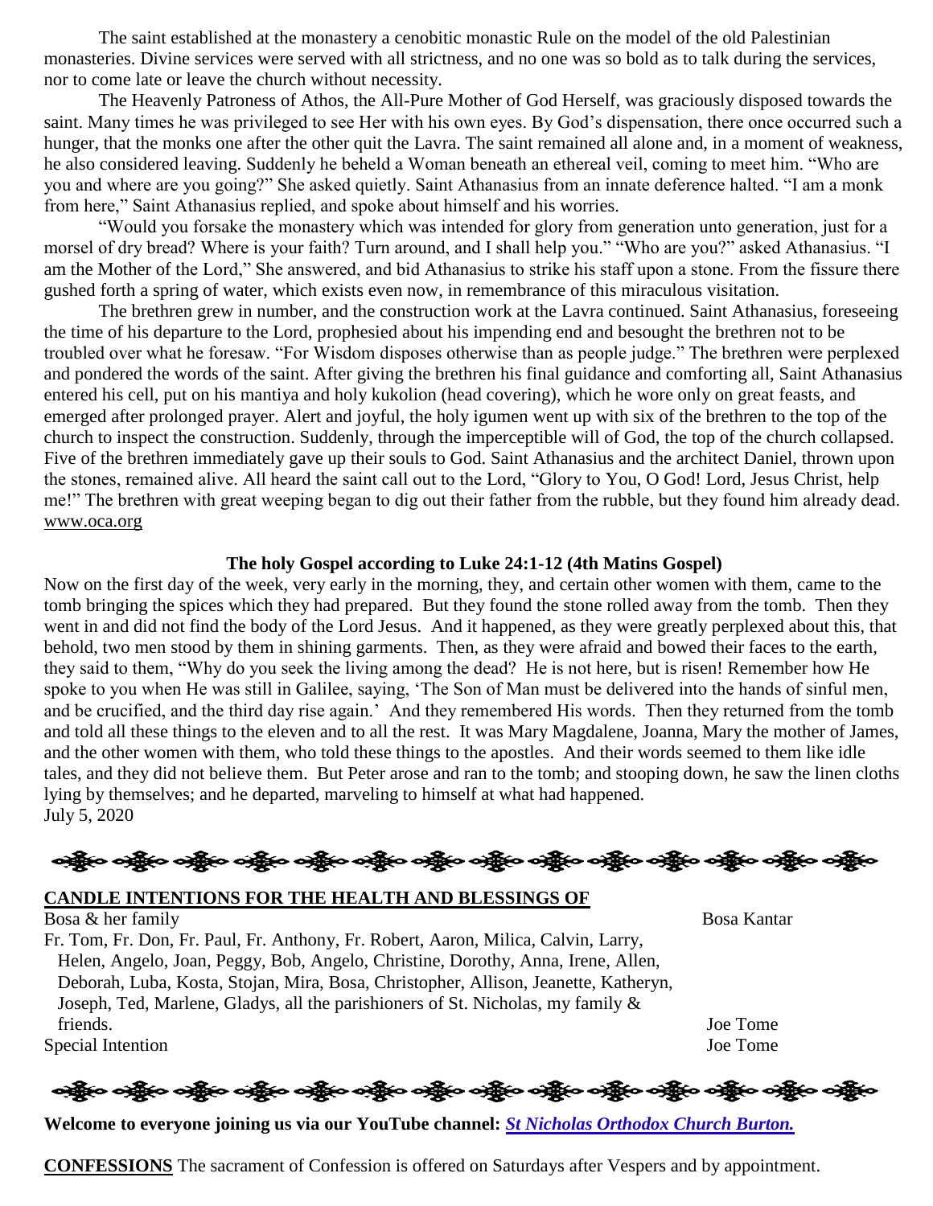The saint established at the monastery a cenobitic monastic Rule on the model of the old Palestinian monasteries. Divine services were served with all strictness, and no one was so bold as to talk during the services, nor to come late or leave the church without necessity.

The Heavenly Patroness of Athos, the All-Pure Mother of God Herself, was graciously disposed towards the saint. Many times he was privileged to see Her with his own eyes. By God's dispensation, there once occurred such a hunger, that the monks one after the other quit the Lavra. The saint remained all alone and, in a moment of weakness, he also considered leaving. Suddenly he beheld a Woman beneath an ethereal veil, coming to meet him. "Who are you and where are you going?" She asked quietly. Saint Athanasius from an innate deference halted. "I am a monk from here," Saint Athanasius replied, and spoke about himself and his worries.

"Would you forsake the monastery which was intended for glory from generation unto generation, just for a morsel of dry bread? Where is your faith? Turn around, and I shall help you." "Who are you?" asked Athanasius. "I am the Mother of the Lord," She answered, and bid Athanasius to strike his staff upon a stone. From the fissure there gushed forth a spring of water, which exists even now, in remembrance of this miraculous visitation.

The brethren grew in number, and the construction work at the Lavra continued. Saint Athanasius, foreseeing the time of his departure to the Lord, prophesied about his impending end and besought the brethren not to be troubled over what he foresaw. "For Wisdom disposes otherwise than as people judge." The brethren were perplexed and pondered the words of the saint. After giving the brethren his final guidance and comforting all, Saint Athanasius entered his cell, put on his mantiya and holy kukolion (head covering), which he wore only on great feasts, and emerged after prolonged prayer. Alert and joyful, the holy igumen went up with six of the brethren to the top of the church to inspect the construction. Suddenly, through the imperceptible will of God, the top of the church collapsed. Five of the brethren immediately gave up their souls to God. Saint Athanasius and the architect Daniel, thrown upon the stones, remained alive. All heard the saint call out to the Lord, "Glory to You, O God! Lord, Jesus Christ, help me!" The brethren with great weeping began to dig out their father from the rubble, but they found him already dead. www.oca.org

**The holy Gospel according to Luke 24:1-12 (4th Matins Gospel)**

Now on the first day of the week, very early in the morning, they, and certain other women with them, came to the tomb bringing the spices which they had prepared. But they found the stone rolled away from the tomb. Then they went in and did not find the body of the Lord Jesus. And it happened, as they were greatly perplexed about this, that behold, two men stood by them in shining garments. Then, as they were afraid and bowed their faces to the earth, they said to them, "Why do you seek the living among the dead? He is not here, but is risen! Remember how He spoke to you when He was still in Galilee, saying, 'The Son of Man must be delivered into the hands of sinful men, and be crucified, and the third day rise again.' And they remembered His words. Then they returned from the tomb and told all these things to the eleven and to all the rest. It was Mary Magdalene, Joanna, Mary the mother of James, and the other women with them, who told these things to the apostles. And their words seemed to them like idle tales, and they did not believe them. But Peter arose and ran to the tomb; and stooping down, he saw the linen cloths lying by themselves; and he departed, marveling to himself at what had happened.
July 5, 2020

---

**CANDLE INTENTIONS FOR THE HEALTH AND BLESSINGS OF**

| | |
|---|---|
| Bosa & her family | Bosa Kantar |
| Fr. Tom, Fr. Don, Fr. Paul, Fr. Anthony, Fr. Robert, Aaron, Milica, Calvin, Larry, Helen, Angelo, Joan, Peggy, Bob, Angelo, Christine, Dorothy, Anna, Irene, Allen, Deborah, Luba, Kosta, Stojan, Mira, Bosa, Christopher, Allison, Jeanette, Katheryn, Joseph, Ted, Marlene, Gladys, all the parishioners of St. Nicholas, my family & friends. | Joe Tome |
| Special Intention | Joe Tome |

---

**Welcome to everyone joining us via our YouTube channel:** ***St Nicholas Orthodox Church Burton.***

**CONFESSIONS** The sacrament of Confession is offered on Saturdays after Vespers and by appointment.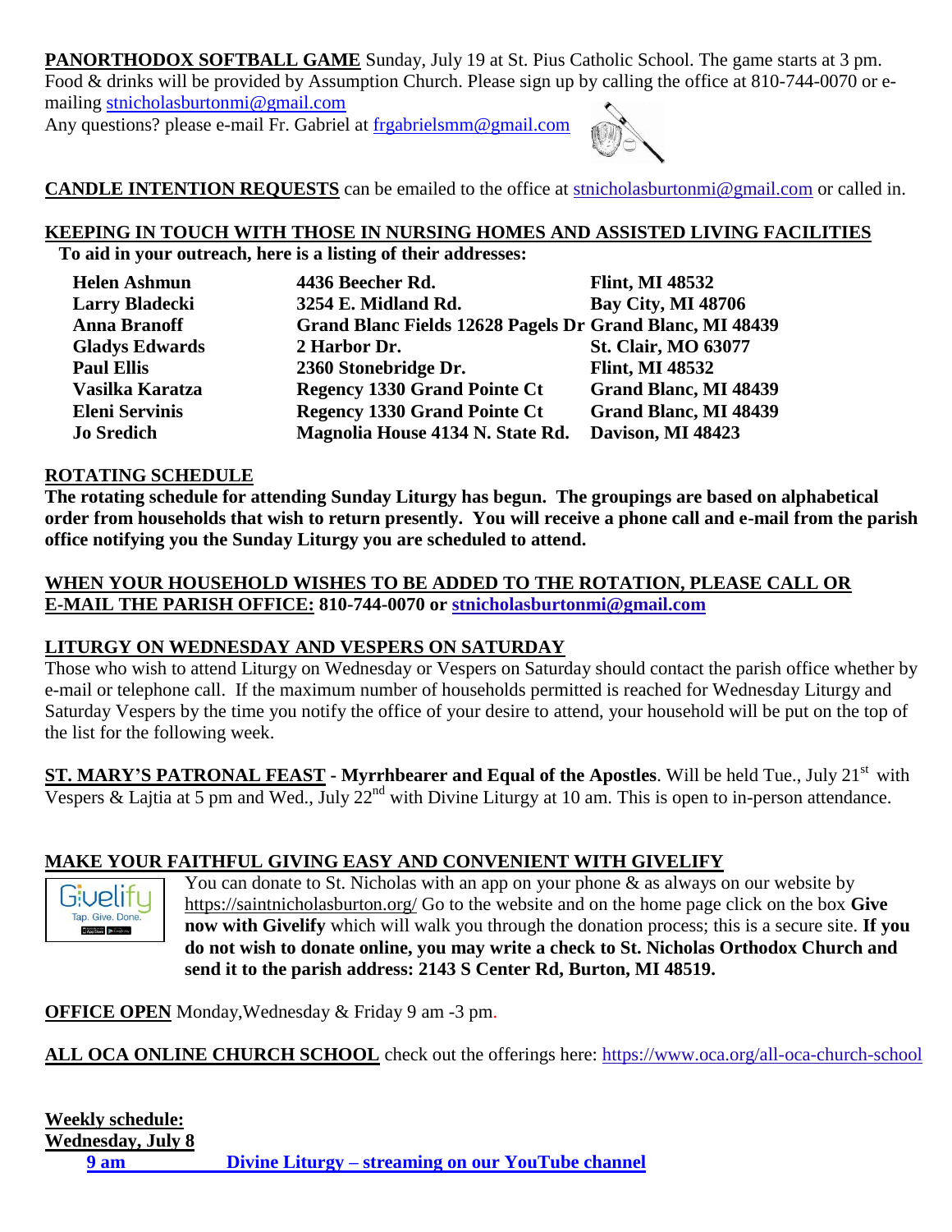**PANORTHODOX SOFTBALL GAME** Sunday, July 19 at St. Pius Catholic School. The game starts at 3 pm. Food & drinks will be provided by Assumption Church. Please sign up by calling the office at 810-744-0070 or e-mailing stnicholasburtonmi@gmail.com

Any questions? please e-mail Fr. Gabriel at frgabrielsmm@gmail.com

**CANDLE INTENTION REQUESTS** can be emailed to the office at stnicholasburtonmi@gmail.com or called in.

**KEEPING IN TOUCH WITH THOSE IN NURSING HOMES AND ASSISTED LIVING FACILITIES**

**To aid in your outreach, here is a listing of their addresses:**

| | | |
|---|---|---|
| **Helen Ashmun** | **4436 Beecher Rd.** | **Flint, MI 48532** |
| **Larry Bladecki** | **3254 E. Midland Rd.** | **Bay City, MI 48706** |
| **Anna Branoff** | **Grand Blanc Fields 12628 Pagels Dr** | **Grand Blanc, MI 48439** |
| **Gladys Edwards** | **2 Harbor Dr.** | **St. Clair, MO 63077** |
| **Paul Ellis** | **2360 Stonebridge Dr.** | **Flint, MI 48532** |
| **Vasilka Karatza** | **Regency 1330 Grand Pointe Ct** | **Grand Blanc, MI 48439** |
| **Eleni Servinis** | **Regency 1330 Grand Pointe Ct** | **Grand Blanc, MI 48439** |
| **Jo Sredich** | **Magnolia House 4134 N. State Rd.** | **Davison, MI 48423** |

**ROTATING SCHEDULE**

**The rotating schedule for attending Sunday Liturgy has begun. The groupings are based on alphabetical order from households that wish to return presently. You will receive a phone call and e-mail from the parish office notifying you the Sunday Liturgy you are scheduled to attend.**

**WHEN YOUR HOUSEHOLD WISHES TO BE ADDED TO THE ROTATION, PLEASE CALL OR E-MAIL THE PARISH OFFICE: 810-744-0070 or stnicholasburtonmi@gmail.com**

**LITURGY ON WEDNESDAY AND VESPERS ON SATURDAY**

Those who wish to attend Liturgy on Wednesday or Vespers on Saturday should contact the parish office whether by e-mail or telephone call. If the maximum number of households permitted is reached for Wednesday Liturgy and Saturday Vespers by the time you notify the office of your desire to attend, your household will be put on the top of the list for the following week.

**ST. MARY'S PATRONAL FEAST - Myrrhbearer and Equal of the Apostles**. Will be held Tue., July 21st with Vespers & Lajtia at 5 pm and Wed., July 22nd with Divine Liturgy at 10 am. This is open to in-person attendance.

**MAKE YOUR FAITHFUL GIVING EASY AND CONVENIENT WITH GIVELIFY**

You can donate to St. Nicholas with an app on your phone & as always on our website by https://saintnicholasburton.org/ Go to the website and on the home page click on the box **Give now with Givelify** which will walk you through the donation process; this is a secure site. **If you do not wish to donate online, you may write a check to St. Nicholas Orthodox Church and send it to the parish address: 2143 S Center Rd, Burton, MI 48519.**

**OFFICE OPEN** Monday,Wednesday & Friday 9 am -3 pm.

**ALL OCA ONLINE CHURCH SCHOOL** check out the offerings here: https://www.oca.org/all-oca-church-school

**Weekly schedule:**

**Wednesday, July 8**

**9 am Divine Liturgy – streaming on our YouTube channel**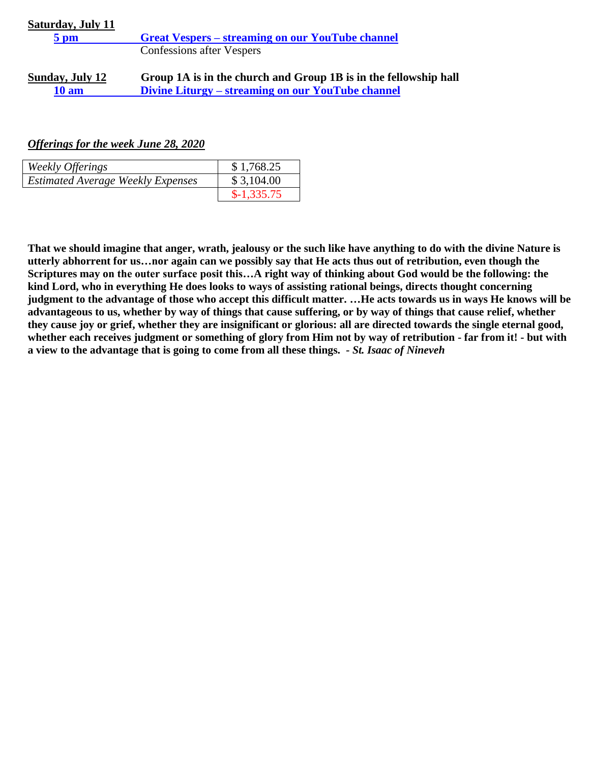**Saturday, July 11**

**5 pm** **Great Vespers – streaming on our YouTube channel**

Confessions after Vespers

**Sunday, July 12** **Group 1A is in the church and Group 1B is in the fellowship hall**

**10 am** **Divine Liturgy – streaming on our YouTube channel**

***Offerings for the week June 28, 2020***

| | |
|---|---|
| *Weekly Offerings* | $ 1,768.25 |
| *Estimated Average Weekly Expenses* | $ 3,104.00 |
| | $-1,335.75 |

**That we should imagine that anger, wrath, jealousy or the such like have anything to do with the divine Nature is utterly abhorrent for us…nor again can we possibly say that He acts thus out of retribution, even though the Scriptures may on the outer surface posit this…A right way of thinking about God would be the following: the kind Lord, who in everything He does looks to ways of assisting rational beings, directs thought concerning judgment to the advantage of those who accept this difficult matter. …He acts towards us in ways He knows will be advantageous to us, whether by way of things that cause suffering, or by way of things that cause relief, whether they cause joy or grief, whether they are insignificant or glorious: all are directed towards the single eternal good, whether each receives judgment or something of glory from Him not by way of retribution - far from it! - but with a view to the advantage that is going to come from all these things.** - ***St. Isaac of Nineveh***